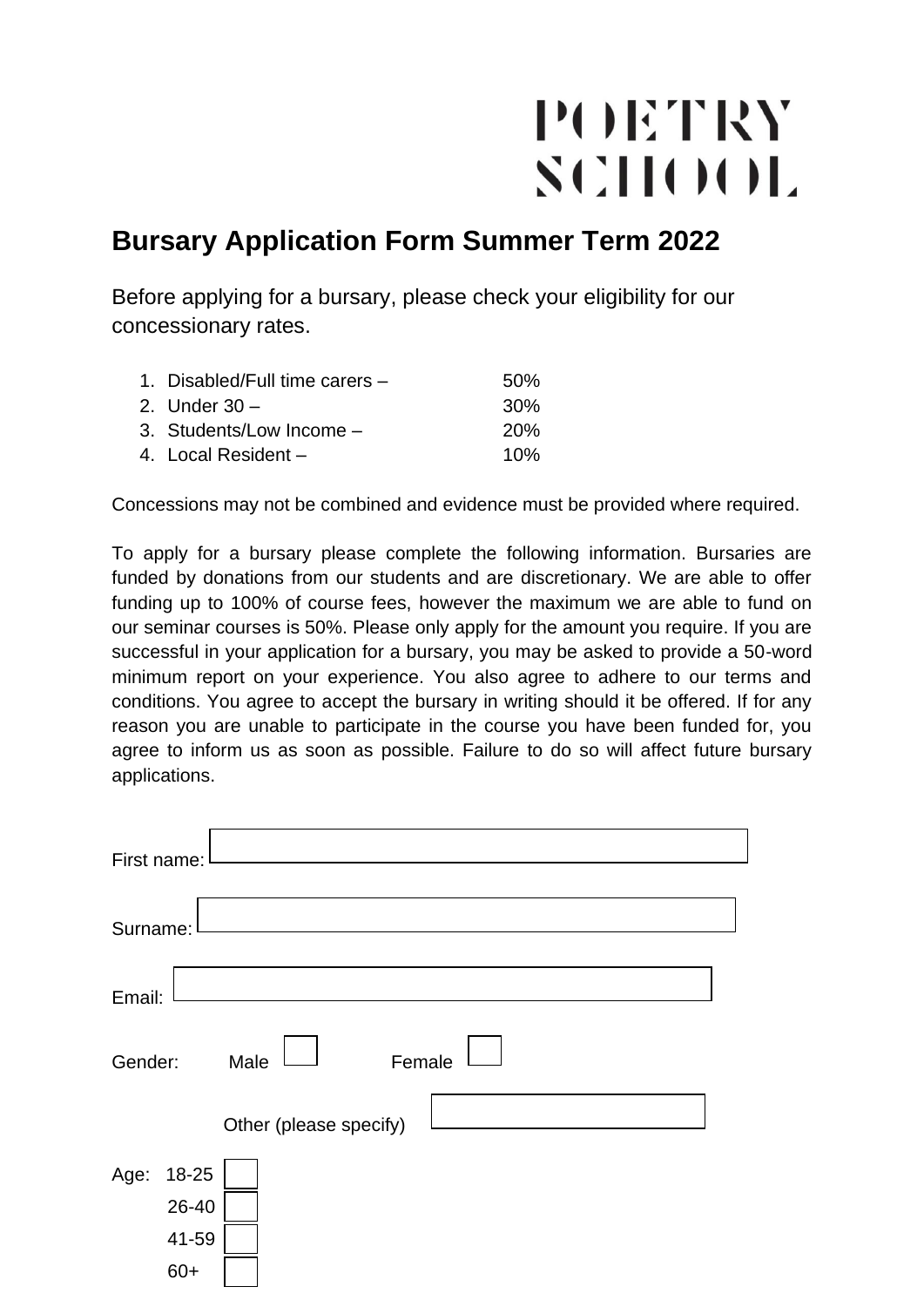POETRY SCHOOL

## Bursary Application Form Summer Term 2022

Before applying for a bursary, please check your eligibility for our concessionary rates.

1. Disabled/Full time carers – 50%
2. Under 30 – 30%
3. Students/Low Income – 20%
4. Local Resident – 10%

Concessions may not be combined and evidence must be provided where required.

To apply for a bursary please complete the following information. Bursaries are funded by donations from our students and are discretionary. We are able to offer funding up to 100% of course fees, however the maximum we are able to fund on our seminar courses is 50%. Please only apply for the amount you require. If you are successful in your application for a bursary, you may be asked to provide a 50-word minimum report on your experience. You also agree to adhere to our terms and conditions. You agree to accept the bursary in writing should it be offered. If for any reason you are unable to participate in the course you have been funded for, you agree to inform us as soon as possible. Failure to do so will affect future bursary applications.

First name: ____________________

Surname: ____________________

Email: ____________________

Gender: Male ☐ Female ☐

Other (please specify) ____________________

Age:
- 18-25 ☐
- 26-40 ☐
- 41-59 ☐
- 60+ ☐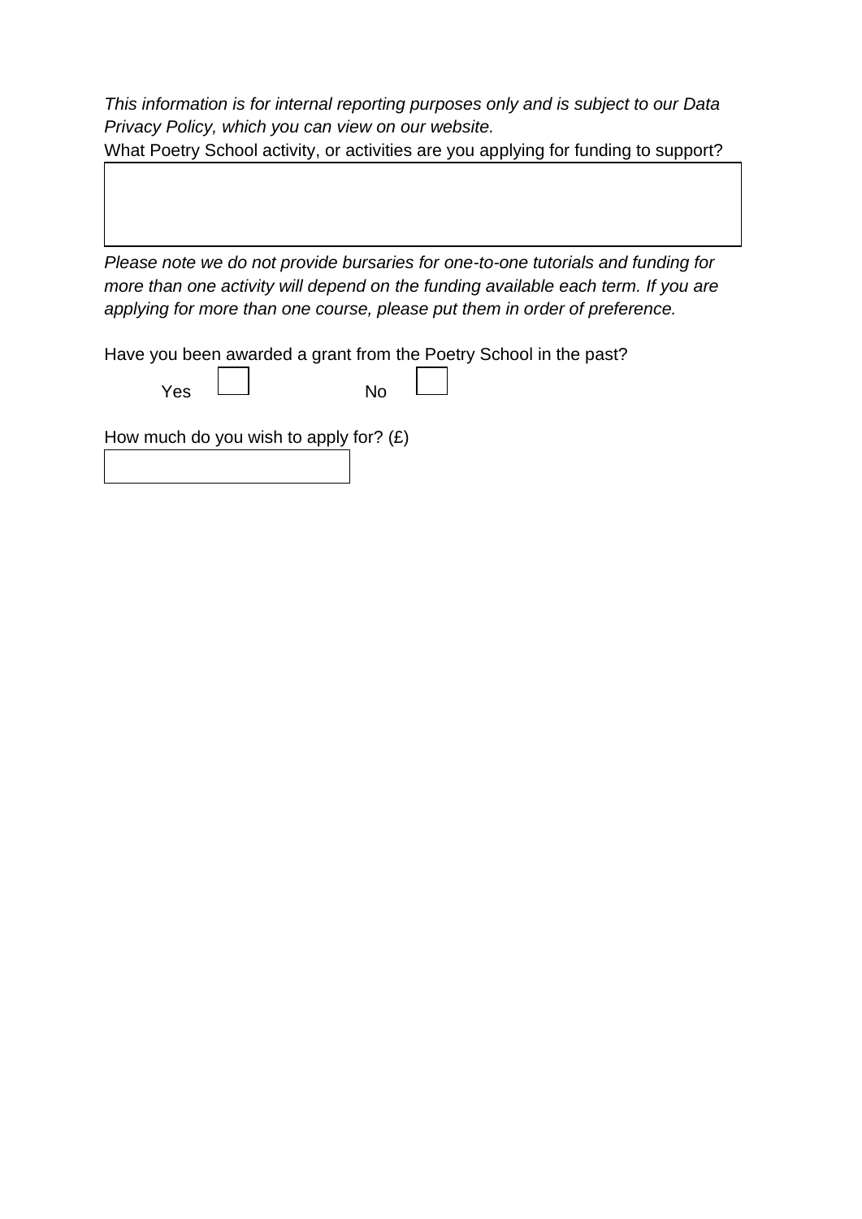*This information is for internal reporting purposes only and is subject to our Data Privacy Policy, which you can view on our website.*

What Poetry School activity, or activities are you applying for funding to support?

*Please note we do not provide bursaries for one-to-one tutorials and funding for more than one activity will depend on the funding available each term. If you are applying for more than one course, please put them in order of preference.*

Have you been awarded a grant from the Poetry School in the past?

Yes ☐ No ☐

How much do you wish to apply for? (£)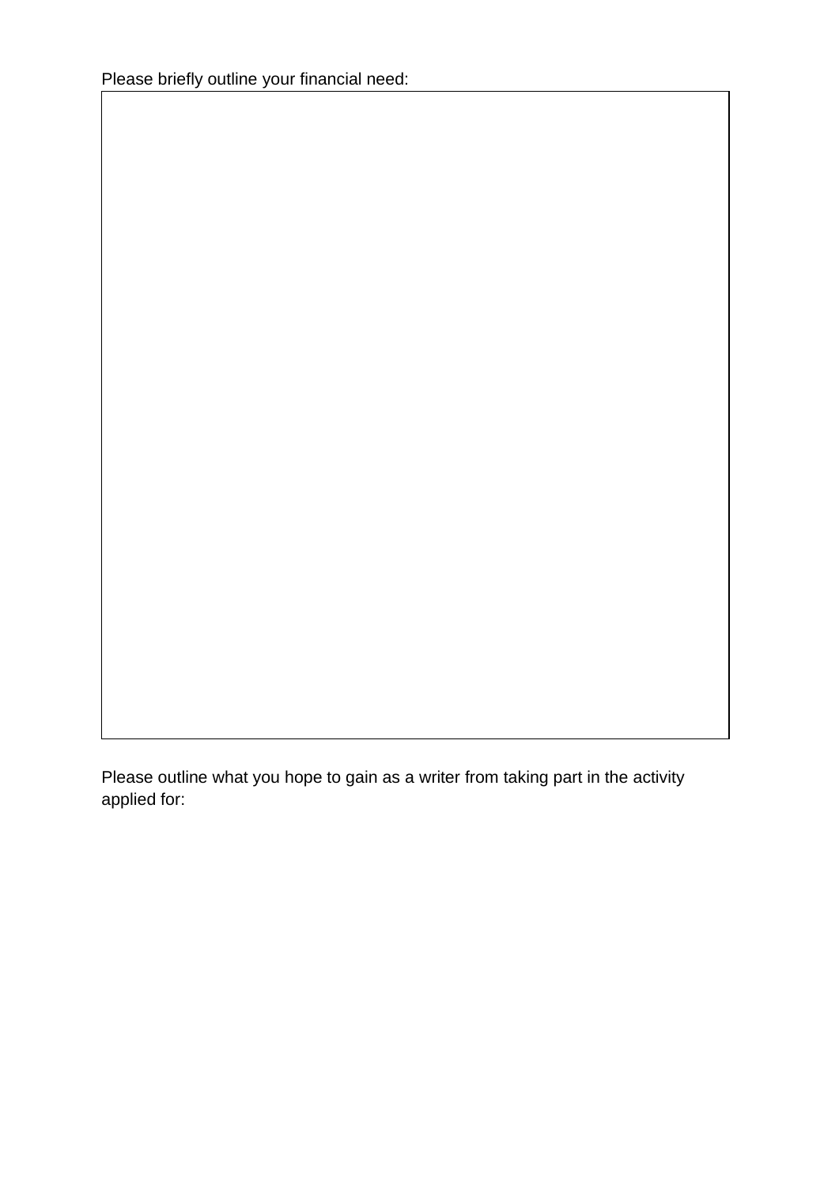Please briefly outline your financial need:

Please outline what you hope to gain as a writer from taking part in the activity applied for: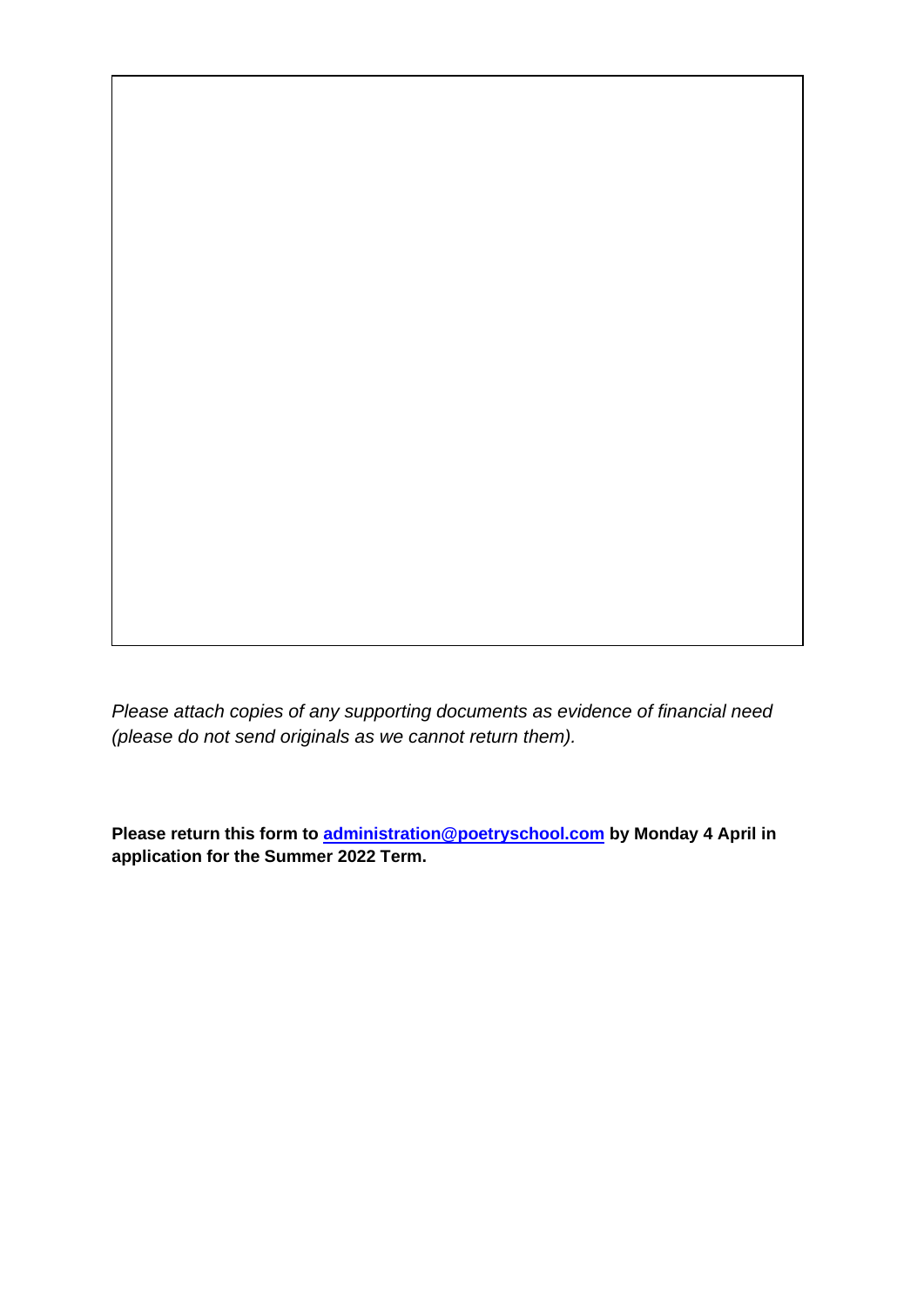*Please attach copies of any supporting documents as evidence of financial need (please do not send originals as we cannot return them).*

**Please return this form to [administration@poetryschool.com](mailto:administration@poetryschool.com) by Monday 4 April in application for the Summer 2022 Term.**